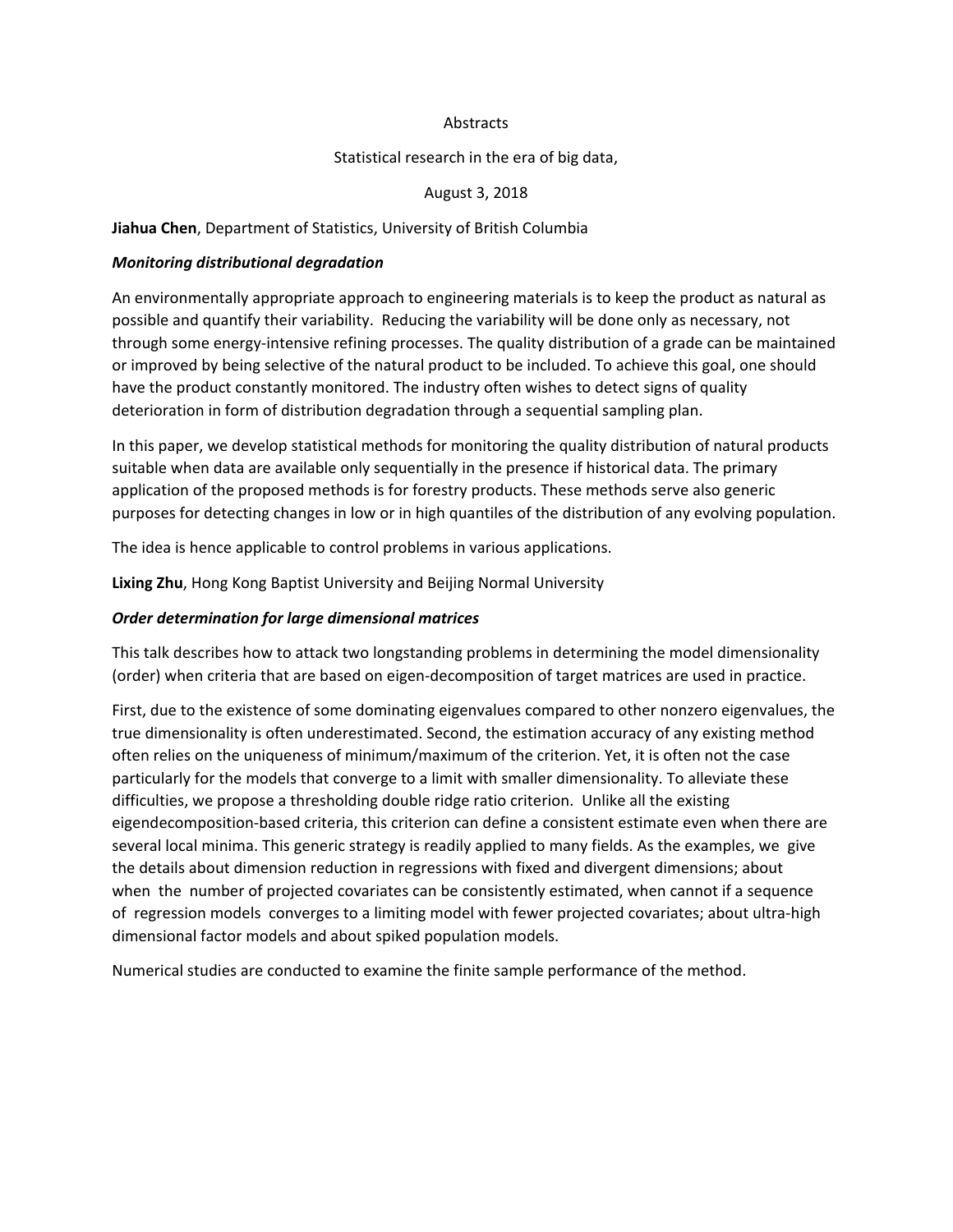# Abstracts

## Statistical research in the era of big data,

August 3, 2018

**Jiahua Chen**, Department of Statistics, University of British Columbia

***Monitoring distributional degradation***

An environmentally appropriate approach to engineering materials is to keep the product as natural as possible and quantify their variability. Reducing the variability will be done only as necessary, not through some energy-intensive refining processes. The quality distribution of a grade can be maintained or improved by being selective of the natural product to be included. To achieve this goal, one should have the product constantly monitored. The industry often wishes to detect signs of quality deterioration in form of distribution degradation through a sequential sampling plan.

In this paper, we develop statistical methods for monitoring the quality distribution of natural products suitable when data are available only sequentially in the presence if historical data. The primary application of the proposed methods is for forestry products. These methods serve also generic purposes for detecting changes in low or in high quantiles of the distribution of any evolving population.

The idea is hence applicable to control problems in various applications.

**Lixing Zhu**, Hong Kong Baptist University and Beijing Normal University

***Order determination for large dimensional matrices***

This talk describes how to attack two longstanding problems in determining the model dimensionality (order) when criteria that are based on eigen-decomposition of target matrices are used in practice.

First, due to the existence of some dominating eigenvalues compared to other nonzero eigenvalues, the true dimensionality is often underestimated. Second, the estimation accuracy of any existing method often relies on the uniqueness of minimum/maximum of the criterion. Yet, it is often not the case particularly for the models that converge to a limit with smaller dimensionality. To alleviate these difficulties, we propose a thresholding double ridge ratio criterion. Unlike all the existing eigendecomposition-based criteria, this criterion can define a consistent estimate even when there are several local minima. This generic strategy is readily applied to many fields. As the examples, we give the details about dimension reduction in regressions with fixed and divergent dimensions; about when the number of projected covariates can be consistently estimated, when cannot if a sequence of regression models converges to a limiting model with fewer projected covariates; about ultra-high dimensional factor models and about spiked population models.

Numerical studies are conducted to examine the finite sample performance of the method.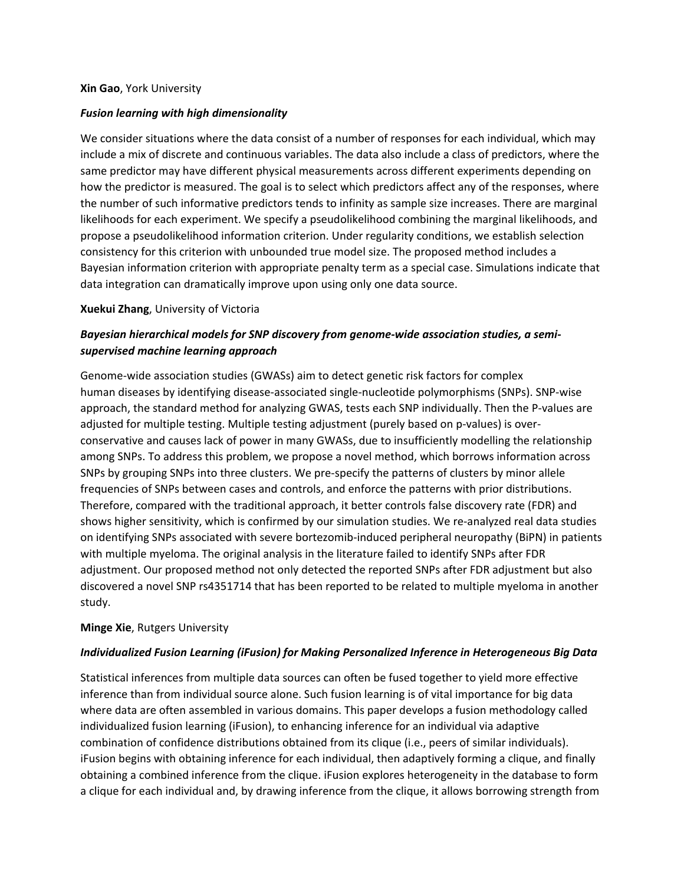**Xin Gao**, York University

***Fusion learning with high dimensionality***

We consider situations where the data consist of a number of responses for each individual, which may include a mix of discrete and continuous variables. The data also include a class of predictors, where the same predictor may have different physical measurements across different experiments depending on how the predictor is measured. The goal is to select which predictors affect any of the responses, where the number of such informative predictors tends to infinity as sample size increases. There are marginal likelihoods for each experiment. We specify a pseudolikelihood combining the marginal likelihoods, and propose a pseudolikelihood information criterion. Under regularity conditions, we establish selection consistency for this criterion with unbounded true model size. The proposed method includes a Bayesian information criterion with appropriate penalty term as a special case. Simulations indicate that data integration can dramatically improve upon using only one data source.

**Xuekui Zhang**, University of Victoria

***Bayesian hierarchical models for SNP discovery from genome-wide association studies, a semi-supervised machine learning approach***

Genome-wide association studies (GWASs) aim to detect genetic risk factors for complex human diseases by identifying disease-associated single-nucleotide polymorphisms (SNPs). SNP-wise approach, the standard method for analyzing GWAS, tests each SNP individually. Then the P-values are adjusted for multiple testing. Multiple testing adjustment (purely based on p-values) is over-conservative and causes lack of power in many GWASs, due to insufficiently modelling the relationship among SNPs. To address this problem, we propose a novel method, which borrows information across SNPs by grouping SNPs into three clusters. We pre-specify the patterns of clusters by minor allele frequencies of SNPs between cases and controls, and enforce the patterns with prior distributions. Therefore, compared with the traditional approach, it better controls false discovery rate (FDR) and shows higher sensitivity, which is confirmed by our simulation studies. We re-analyzed real data studies on identifying SNPs associated with severe bortezomib-induced peripheral neuropathy (BiPN) in patients with multiple myeloma. The original analysis in the literature failed to identify SNPs after FDR adjustment. Our proposed method not only detected the reported SNPs after FDR adjustment but also discovered a novel SNP rs4351714 that has been reported to be related to multiple myeloma in another study.

**Minge Xie**, Rutgers University

***Individualized Fusion Learning (iFusion) for Making Personalized Inference in Heterogeneous Big Data***

Statistical inferences from multiple data sources can often be fused together to yield more effective inference than from individual source alone. Such fusion learning is of vital importance for big data where data are often assembled in various domains. This paper develops a fusion methodology called individualized fusion learning (iFusion), to enhancing inference for an individual via adaptive combination of confidence distributions obtained from its clique (i.e., peers of similar individuals). iFusion begins with obtaining inference for each individual, then adaptively forming a clique, and finally obtaining a combined inference from the clique. iFusion explores heterogeneity in the database to form a clique for each individual and, by drawing inference from the clique, it allows borrowing strength from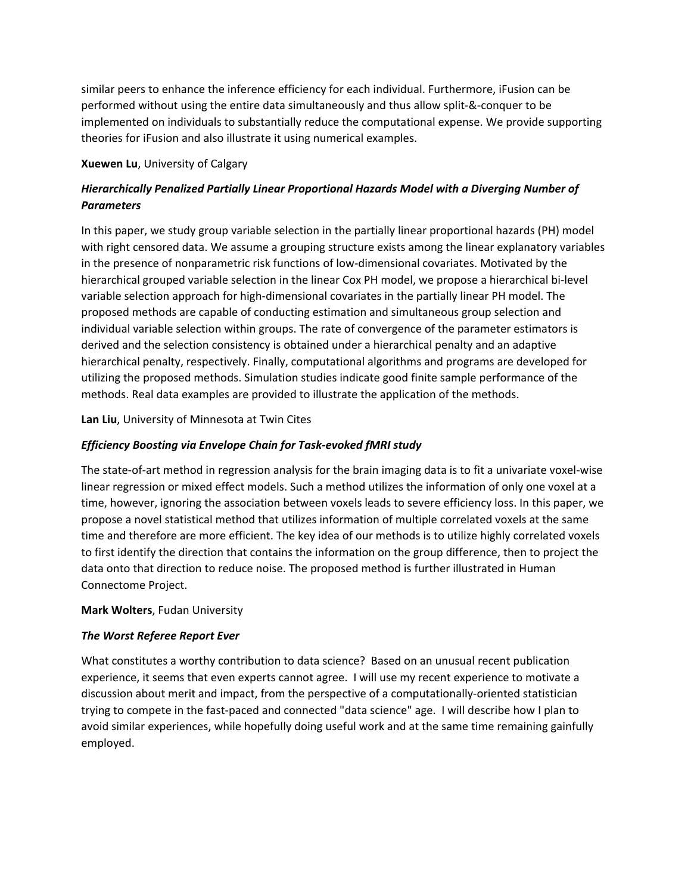similar peers to enhance the inference efficiency for each individual. Furthermore, iFusion can be performed without using the entire data simultaneously and thus allow split-&-conquer to be implemented on individuals to substantially reduce the computational expense. We provide supporting theories for iFusion and also illustrate it using numerical examples.

**Xuewen Lu**, University of Calgary

***Hierarchically Penalized Partially Linear Proportional Hazards Model with a Diverging Number of Parameters***

In this paper, we study group variable selection in the partially linear proportional hazards (PH) model with right censored data. We assume a grouping structure exists among the linear explanatory variables in the presence of nonparametric risk functions of low-dimensional covariates. Motivated by the hierarchical grouped variable selection in the linear Cox PH model, we propose a hierarchical bi-level variable selection approach for high-dimensional covariates in the partially linear PH model. The proposed methods are capable of conducting estimation and simultaneous group selection and individual variable selection within groups. The rate of convergence of the parameter estimators is derived and the selection consistency is obtained under a hierarchical penalty and an adaptive hierarchical penalty, respectively. Finally, computational algorithms and programs are developed for utilizing the proposed methods. Simulation studies indicate good finite sample performance of the methods. Real data examples are provided to illustrate the application of the methods.

**Lan Liu**, University of Minnesota at Twin Cites

***Efficiency Boosting via Envelope Chain for Task-evoked fMRI study***

The state-of-art method in regression analysis for the brain imaging data is to fit a univariate voxel-wise linear regression or mixed effect models. Such a method utilizes the information of only one voxel at a time, however, ignoring the association between voxels leads to severe efficiency loss. In this paper, we propose a novel statistical method that utilizes information of multiple correlated voxels at the same time and therefore are more efficient. The key idea of our methods is to utilize highly correlated voxels to first identify the direction that contains the information on the group difference, then to project the data onto that direction to reduce noise. The proposed method is further illustrated in Human Connectome Project.

**Mark Wolters**, Fudan University

***The Worst Referee Report Ever***

What constitutes a worthy contribution to data science? Based on an unusual recent publication experience, it seems that even experts cannot agree. I will use my recent experience to motivate a discussion about merit and impact, from the perspective of a computationally-oriented statistician trying to compete in the fast-paced and connected "data science" age. I will describe how I plan to avoid similar experiences, while hopefully doing useful work and at the same time remaining gainfully employed.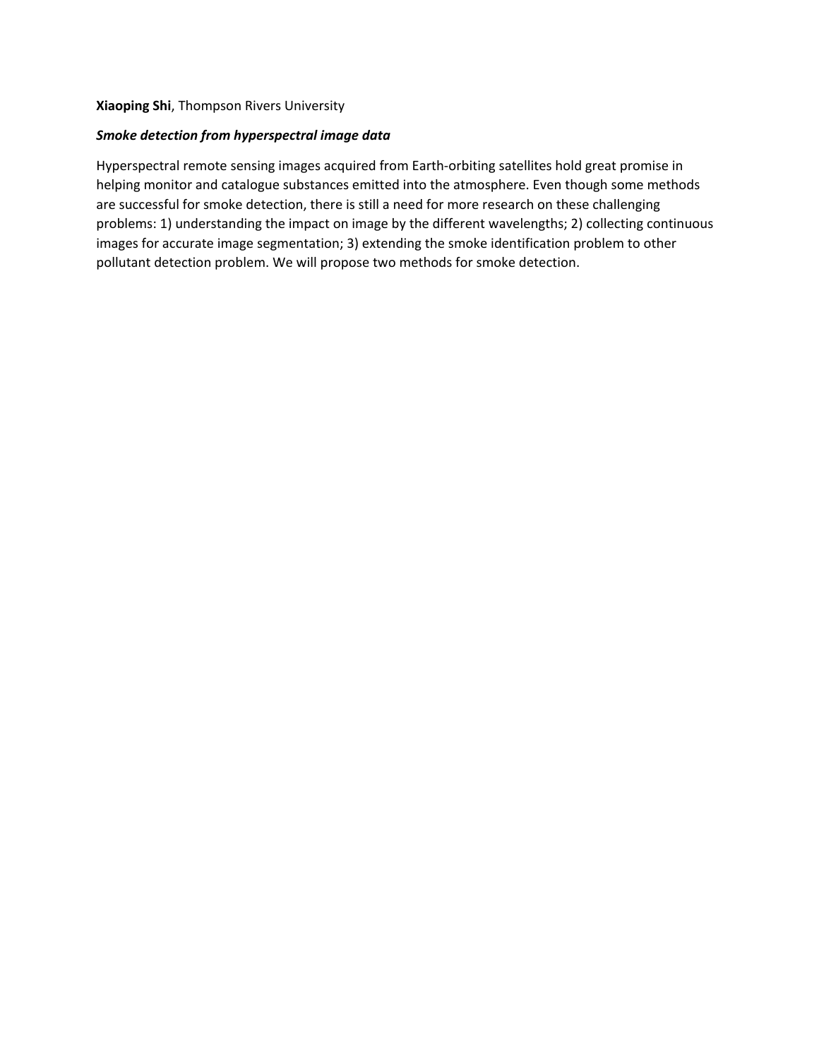**Xiaoping Shi**, Thompson Rivers University

***Smoke detection from hyperspectral image data***

Hyperspectral remote sensing images acquired from Earth-orbiting satellites hold great promise in helping monitor and catalogue substances emitted into the atmosphere. Even though some methods are successful for smoke detection, there is still a need for more research on these challenging problems: 1) understanding the impact on image by the different wavelengths; 2) collecting continuous images for accurate image segmentation; 3) extending the smoke identification problem to other pollutant detection problem. We will propose two methods for smoke detection.